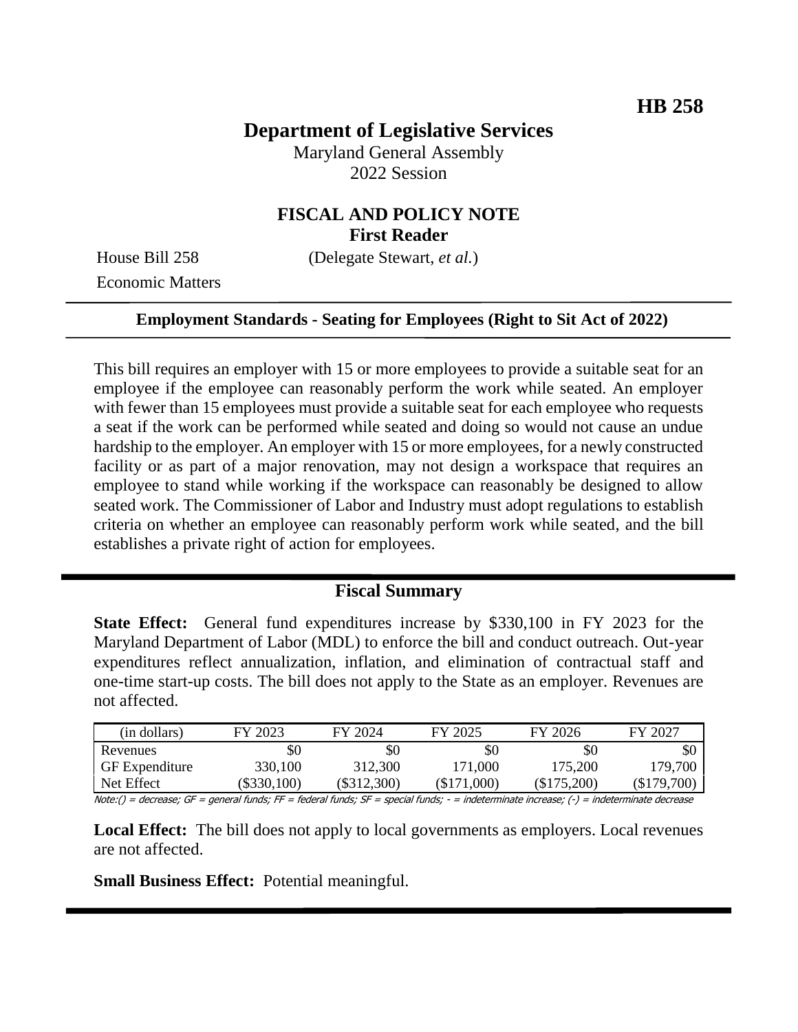**HB 258**

# Department of Legislative Services

Maryland General Assembly
2022 Session

## FISCAL AND POLICY NOTE
**First Reader**

House Bill 258 (Delegate Stewart, *et al.*)
Economic Matters

---

**Employment Standards - Seating for Employees (Right to Sit Act of 2022)**

---

This bill requires an employer with 15 or more employees to provide a suitable seat for an employee if the employee can reasonably perform the work while seated. An employer with fewer than 15 employees must provide a suitable seat for each employee who requests a seat if the work can be performed while seated and doing so would not cause an undue hardship to the employer. An employer with 15 or more employees, for a newly constructed facility or as part of a major renovation, may not design a workspace that requires an employee to stand while working if the workspace can reasonably be designed to allow seated work. The Commissioner of Labor and Industry must adopt regulations to establish criteria on whether an employee can reasonably perform work while seated, and the bill establishes a private right of action for employees.

---

## Fiscal Summary

**State Effect:** General fund expenditures increase by $330,100 in FY 2023 for the Maryland Department of Labor (MDL) to enforce the bill and conduct outreach. Out-year expenditures reflect annualization, inflation, and elimination of contractual staff and one-time start-up costs. The bill does not apply to the State as an employer. Revenues are not affected.

| (in dollars) | FY 2023 | FY 2024 | FY 2025 | FY 2026 | FY 2027 |
|---|---|---|---|---|---|
| Revenues | $0 | $0 | $0 | $0 | $0 |
| GF Expenditure | 330,100 | 312,300 | 171,000 | 175,200 | 179,700 |
| Net Effect | ($330,100) | ($312,300) | ($171,000) | ($175,200) | ($179,700) |

Note:() = decrease; GF = general funds; FF = federal funds; SF = special funds; - = indeterminate increase; (-) = indeterminate decrease

**Local Effect:** The bill does not apply to local governments as employers. Local revenues are not affected.

**Small Business Effect:** Potential meaningful.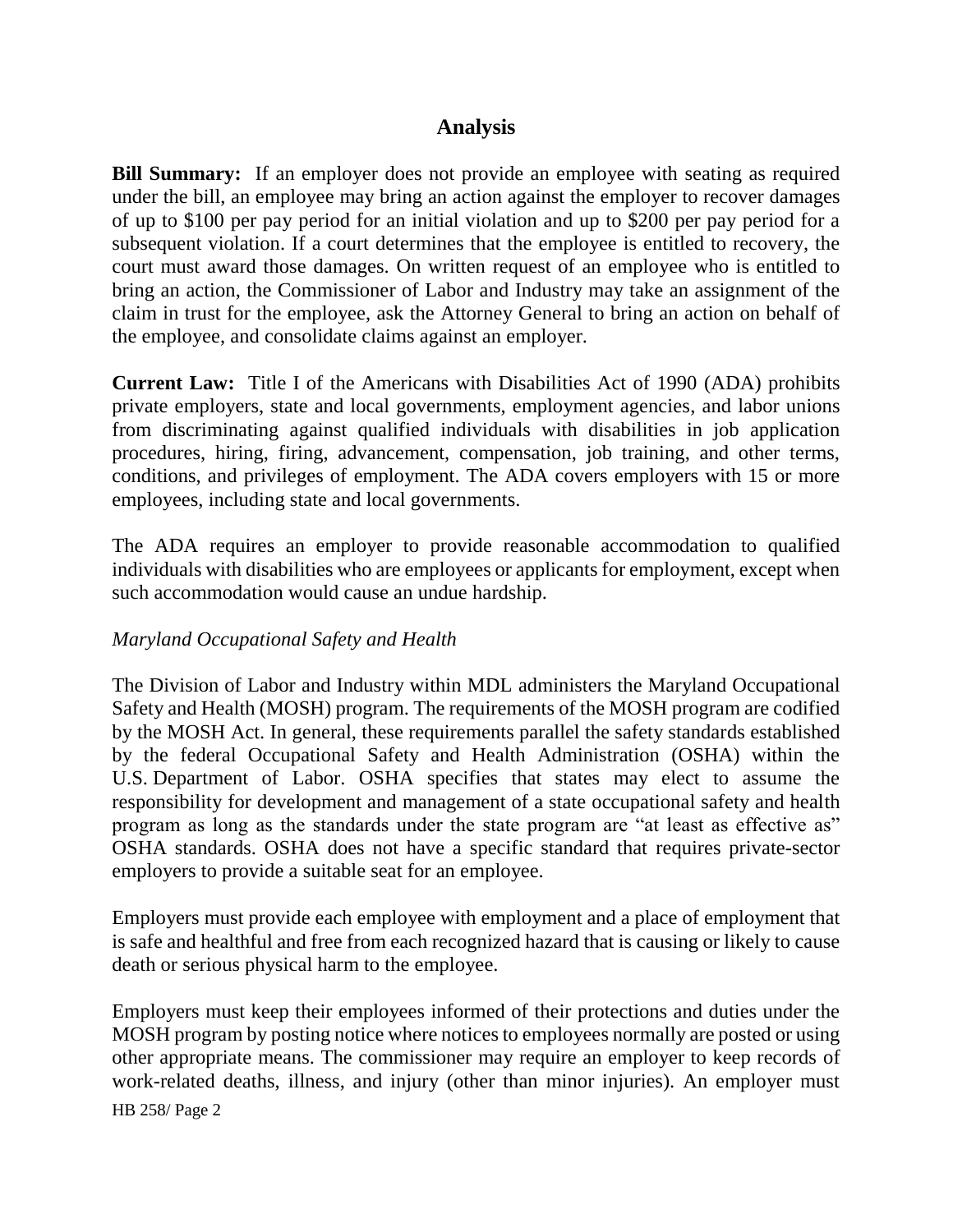## Analysis

**Bill Summary:** If an employer does not provide an employee with seating as required under the bill, an employee may bring an action against the employer to recover damages of up to $100 per pay period for an initial violation and up to $200 per pay period for a subsequent violation. If a court determines that the employee is entitled to recovery, the court must award those damages. On written request of an employee who is entitled to bring an action, the Commissioner of Labor and Industry may take an assignment of the claim in trust for the employee, ask the Attorney General to bring an action on behalf of the employee, and consolidate claims against an employer.

**Current Law:** Title I of the Americans with Disabilities Act of 1990 (ADA) prohibits private employers, state and local governments, employment agencies, and labor unions from discriminating against qualified individuals with disabilities in job application procedures, hiring, firing, advancement, compensation, job training, and other terms, conditions, and privileges of employment. The ADA covers employers with 15 or more employees, including state and local governments.

The ADA requires an employer to provide reasonable accommodation to qualified individuals with disabilities who are employees or applicants for employment, except when such accommodation would cause an undue hardship.

*Maryland Occupational Safety and Health*

The Division of Labor and Industry within MDL administers the Maryland Occupational Safety and Health (MOSH) program. The requirements of the MOSH program are codified by the MOSH Act. In general, these requirements parallel the safety standards established by the federal Occupational Safety and Health Administration (OSHA) within the U.S. Department of Labor. OSHA specifies that states may elect to assume the responsibility for development and management of a state occupational safety and health program as long as the standards under the state program are "at least as effective as" OSHA standards. OSHA does not have a specific standard that requires private-sector employers to provide a suitable seat for an employee.

Employers must provide each employee with employment and a place of employment that is safe and healthful and free from each recognized hazard that is causing or likely to cause death or serious physical harm to the employee.

Employers must keep their employees informed of their protections and duties under the MOSH program by posting notice where notices to employees normally are posted or using other appropriate means. The commissioner may require an employer to keep records of work-related deaths, illness, and injury (other than minor injuries). An employer must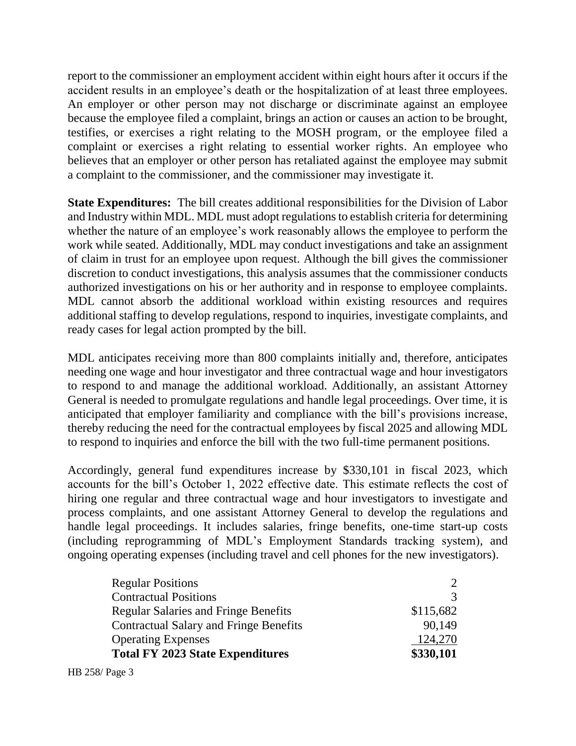report to the commissioner an employment accident within eight hours after it occurs if the accident results in an employee's death or the hospitalization of at least three employees. An employer or other person may not discharge or discriminate against an employee because the employee filed a complaint, brings an action or causes an action to be brought, testifies, or exercises a right relating to the MOSH program, or the employee filed a complaint or exercises a right relating to essential worker rights. An employee who believes that an employer or other person has retaliated against the employee may submit a complaint to the commissioner, and the commissioner may investigate it.

**State Expenditures:** The bill creates additional responsibilities for the Division of Labor and Industry within MDL. MDL must adopt regulations to establish criteria for determining whether the nature of an employee's work reasonably allows the employee to perform the work while seated. Additionally, MDL may conduct investigations and take an assignment of claim in trust for an employee upon request. Although the bill gives the commissioner discretion to conduct investigations, this analysis assumes that the commissioner conducts authorized investigations on his or her authority and in response to employee complaints. MDL cannot absorb the additional workload within existing resources and requires additional staffing to develop regulations, respond to inquiries, investigate complaints, and ready cases for legal action prompted by the bill.

MDL anticipates receiving more than 800 complaints initially and, therefore, anticipates needing one wage and hour investigator and three contractual wage and hour investigators to respond to and manage the additional workload. Additionally, an assistant Attorney General is needed to promulgate regulations and handle legal proceedings. Over time, it is anticipated that employer familiarity and compliance with the bill's provisions increase, thereby reducing the need for the contractual employees by fiscal 2025 and allowing MDL to respond to inquiries and enforce the bill with the two full-time permanent positions.

Accordingly, general fund expenditures increase by $330,101 in fiscal 2023, which accounts for the bill's October 1, 2022 effective date. This estimate reflects the cost of hiring one regular and three contractual wage and hour investigators to investigate and process complaints, and one assistant Attorney General to develop the regulations and handle legal proceedings. It includes salaries, fringe benefits, one-time start-up costs (including reprogramming of MDL's Employment Standards tracking system), and ongoing operating expenses (including travel and cell phones for the new investigators).

| | |
|---|---:|
| Regular Positions | 2 |
| Contractual Positions | 3 |
| Regular Salaries and Fringe Benefits | $115,682 |
| Contractual Salary and Fringe Benefits | 90,149 |
| Operating Expenses | 124,270 |
| **Total FY 2023 State Expenditures** | **$330,101** |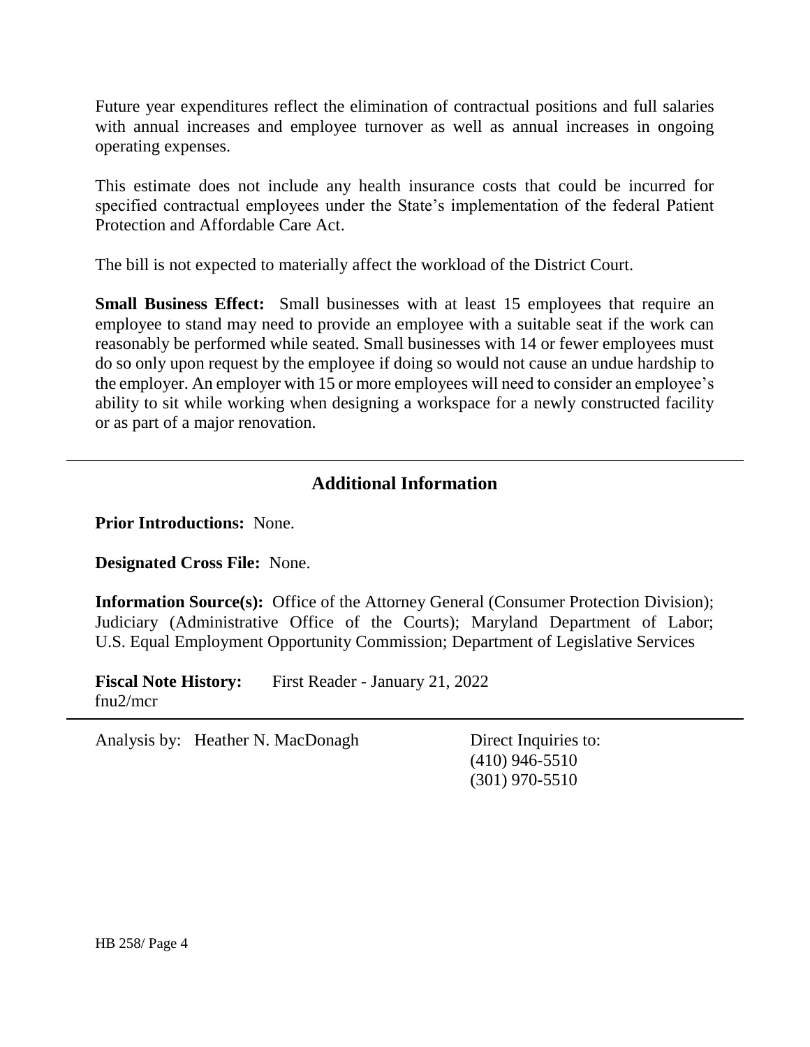Future year expenditures reflect the elimination of contractual positions and full salaries with annual increases and employee turnover as well as annual increases in ongoing operating expenses.

This estimate does not include any health insurance costs that could be incurred for specified contractual employees under the State's implementation of the federal Patient Protection and Affordable Care Act.

The bill is not expected to materially affect the workload of the District Court.

**Small Business Effect:** Small businesses with at least 15 employees that require an employee to stand may need to provide an employee with a suitable seat if the work can reasonably be performed while seated. Small businesses with 14 or fewer employees must do so only upon request by the employee if doing so would not cause an undue hardship to the employer. An employer with 15 or more employees will need to consider an employee's ability to sit while working when designing a workspace for a newly constructed facility or as part of a major renovation.

## Additional Information

**Prior Introductions:** None.

**Designated Cross File:** None.

**Information Source(s):** Office of the Attorney General (Consumer Protection Division); Judiciary (Administrative Office of the Courts); Maryland Department of Labor; U.S. Equal Employment Opportunity Commission; Department of Legislative Services

**Fiscal Note History:** First Reader - January 21, 2022
fnu2/mcr

Analysis by: Heather N. MacDonagh

Direct Inquiries to:
(410) 946-5510
(301) 970-5510